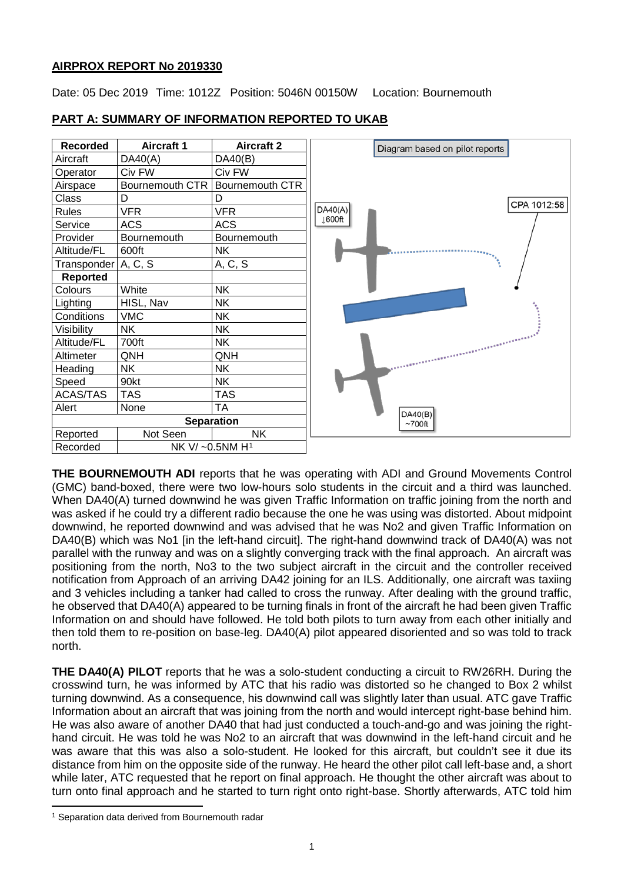## AIRPROX REPORT No 2019330

Date: 05 Dec 2019 Time: 1012Z Position: 5046N 00150W Location: Bournemouth

## PART A: SUMMARY OF INFORMATION REPORTED TO UKAB

| Recorded | Aircraft 1 | Aircraft 2 |
|---|---|---|
| Aircraft | DA40(A) | DA40(B) |
| Operator | Civ FW | Civ FW |
| Airspace | Bournemouth CTR | Bournemouth CTR |
| Class | D | D |
| Rules | VFR | VFR |
| Service | ACS | ACS |
| Provider | Bournemouth | Bournemouth |
| Altitude/FL | 600ft | NK |
| Transponder | A, C, S | A, C, S |
| **Reported** | | |
| Colours | White | NK |
| Lighting | HISL, Nav | NK |
| Conditions | VMC | NK |
| Visibility | NK | NK |
| Altitude/FL | 700ft | NK |
| Altimeter | QNH | QNH |
| Heading | NK | NK |
| Speed | 90kt | NK |
| ACAS/TAS | TAS | TAS |
| Alert | None | TA |
| **Separation** | | |
| Reported | Not Seen | NK |
| Recorded | NK V/ ~0.5NM H[1] | |

Diagram based on pilot reports

DA40(A) ↓600ft

CPA 1012:58

DA40(B) ~700ft

**THE BOURNEMOUTH ADI** reports that he was operating with ADI and Ground Movements Control (GMC) band-boxed, there were two low-hours solo students in the circuit and a third was launched. When DA40(A) turned downwind he was given Traffic Information on traffic joining from the north and was asked if he could try a different radio because the one he was using was distorted. About midpoint downwind, he reported downwind and was advised that he was No2 and given Traffic Information on DA40(B) which was No1 [in the left-hand circuit]. The right-hand downwind track of DA40(A) was not parallel with the runway and was on a slightly converging track with the final approach. An aircraft was positioning from the north, No3 to the two subject aircraft in the circuit and the controller received notification from Approach of an arriving DA42 joining for an ILS. Additionally, one aircraft was taxiing and 3 vehicles including a tanker had called to cross the runway. After dealing with the ground traffic, he observed that DA40(A) appeared to be turning finals in front of the aircraft he had been given Traffic Information on and should have followed. He told both pilots to turn away from each other initially and then told them to re-position on base-leg. DA40(A) pilot appeared disoriented and so was told to track north.

**THE DA40(A) PILOT** reports that he was a solo-student conducting a circuit to RW26RH. During the crosswind turn, he was informed by ATC that his radio was distorted so he changed to Box 2 whilst turning downwind. As a consequence, his downwind call was slightly later than usual. ATC gave Traffic Information about an aircraft that was joining from the north and would intercept right-base behind him. He was also aware of another DA40 that had just conducted a touch-and-go and was joining the right-hand circuit. He was told he was No2 to an aircraft that was downwind in the left-hand circuit and he was aware that this was also a solo-student. He looked for this aircraft, but couldn't see it due its distance from him on the opposite side of the runway. He heard the other pilot call left-base and, a short while later, ATC requested that he report on final approach. He thought the other aircraft was about to turn onto final approach and he started to turn right onto right-base. Shortly afterwards, ATC told him

[1] Separation data derived from Bournemouth radar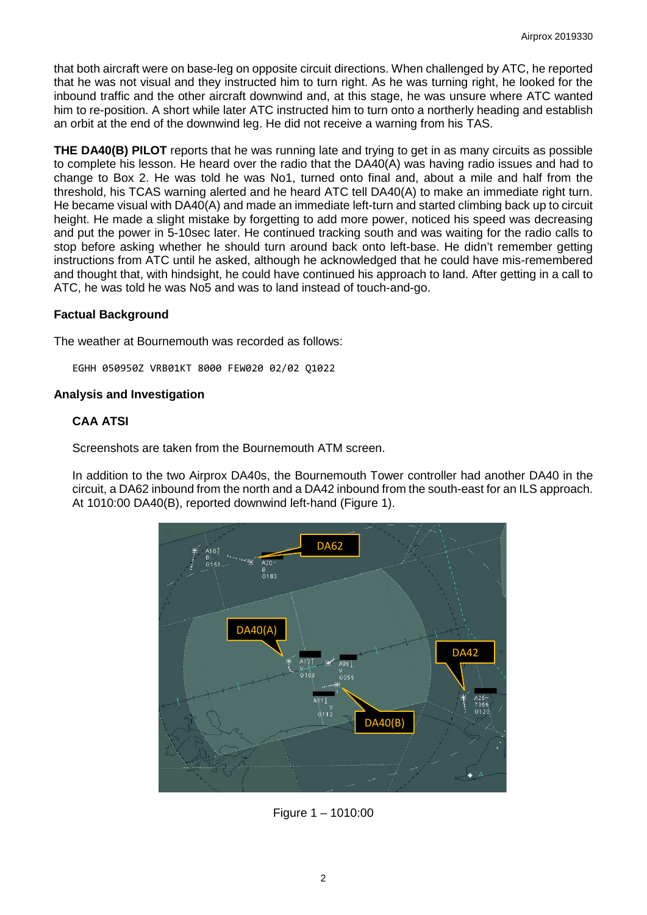that both aircraft were on base-leg on opposite circuit directions. When challenged by ATC, he reported that he was not visual and they instructed him to turn right. As he was turning right, he looked for the inbound traffic and the other aircraft downwind and, at this stage, he was unsure where ATC wanted him to re-position. A short while later ATC instructed him to turn onto a northerly heading and establish an orbit at the end of the downwind leg. He did not receive a warning from his TAS.

**THE DA40(B) PILOT** reports that he was running late and trying to get in as many circuits as possible to complete his lesson. He heard over the radio that the DA40(A) was having radio issues and had to change to Box 2. He was told he was No1, turned onto final and, about a mile and half from the threshold, his TCAS warning alerted and he heard ATC tell DA40(A) to make an immediate right turn. He became visual with DA40(A) and made an immediate left-turn and started climbing back up to circuit height. He made a slight mistake by forgetting to add more power, noticed his speed was decreasing and put the power in 5-10sec later. He continued tracking south and was waiting for the radio calls to stop before asking whether he should turn around back onto left-base. He didn't remember getting instructions from ATC until he asked, although he acknowledged that he could have mis-remembered and thought that, with hindsight, he could have continued his approach to land. After getting in a call to ATC, he was told he was No5 and was to land instead of touch-and-go.

### Factual Background

The weather at Bournemouth was recorded as follows:

```
EGHH 050950Z VRB01KT 8000 FEW020 02/02 Q1022
```

### Analysis and Investigation

#### CAA ATSI

Screenshots are taken from the Bournemouth ATM screen.

In addition to the two Airprox DA40s, the Bournemouth Tower controller had another DA40 in the circuit, a DA62 inbound from the north and a DA42 inbound from the south-east for an ILS approach. At 1010:00 DA40(B), reported downwind left-hand (Figure 1).

Figure 1 – 1010:00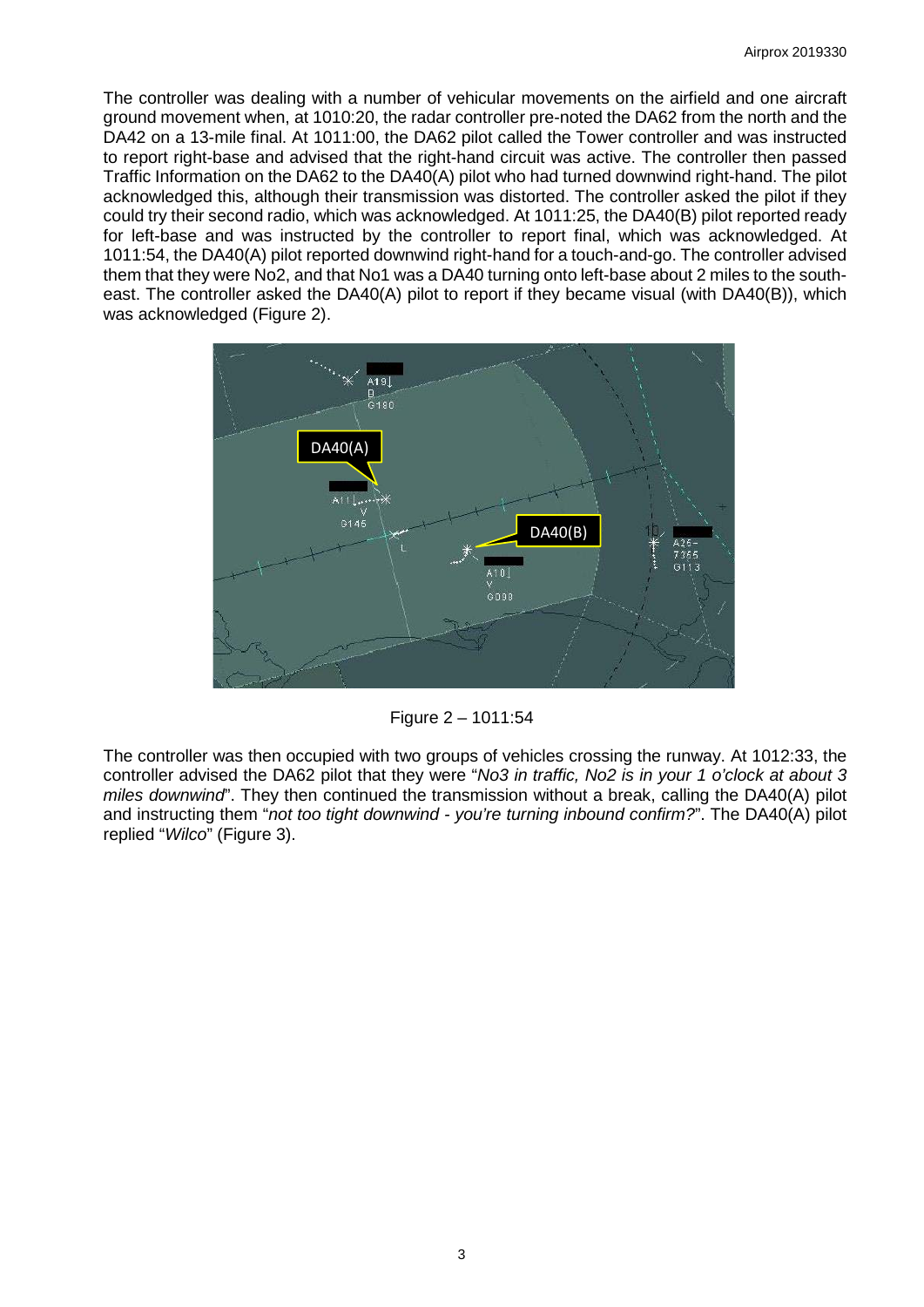The controller was dealing with a number of vehicular movements on the airfield and one aircraft ground movement when, at 1010:20, the radar controller pre-noted the DA62 from the north and the DA42 on a 13-mile final. At 1011:00, the DA62 pilot called the Tower controller and was instructed to report right-base and advised that the right-hand circuit was active. The controller then passed Traffic Information on the DA62 to the DA40(A) pilot who had turned downwind right-hand. The pilot acknowledged this, although their transmission was distorted. The controller asked the pilot if they could try their second radio, which was acknowledged. At 1011:25, the DA40(B) pilot reported ready for left-base and was instructed by the controller to report final, which was acknowledged. At 1011:54, the DA40(A) pilot reported downwind right-hand for a touch-and-go. The controller advised them that they were No2, and that No1 was a DA40 turning onto left-base about 2 miles to the south-east. The controller asked the DA40(A) pilot to report if they became visual (with DA40(B)), which was acknowledged (Figure 2).

Figure 2 – 1011:54

The controller was then occupied with two groups of vehicles crossing the runway. At 1012:33, the controller advised the DA62 pilot that they were "*No3 in traffic, No2 is in your 1 o'clock at about 3 miles downwind*". They then continued the transmission without a break, calling the DA40(A) pilot and instructing them "*not too tight downwind - you're turning inbound confirm?*". The DA40(A) pilot replied "*Wilco*" (Figure 3).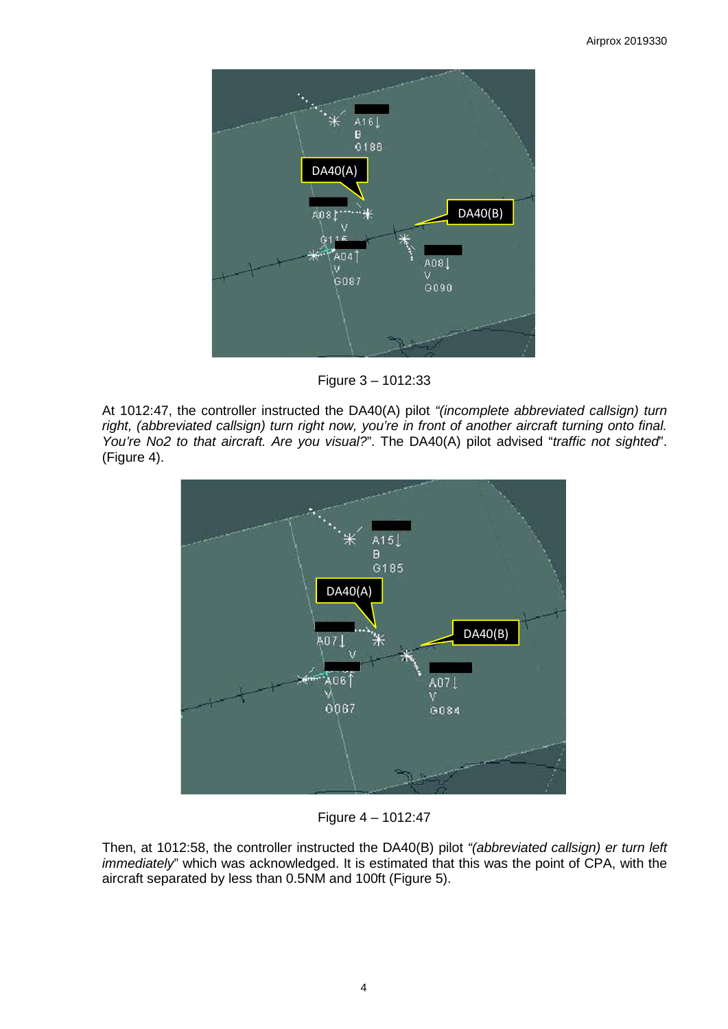Figure 3 – 1012:33

At 1012:47, the controller instructed the DA40(A) pilot *"(incomplete abbreviated callsign) turn right, (abbreviated callsign) turn right now, you're in front of another aircraft turning onto final. You're No2 to that aircraft. Are you visual?"*. The DA40(A) pilot advised "*traffic not sighted*". (Figure 4).

Figure 4 – 1012:47

Then, at 1012:58, the controller instructed the DA40(B) pilot *"(abbreviated callsign) er turn left immediately*" which was acknowledged. It is estimated that this was the point of CPA, with the aircraft separated by less than 0.5NM and 100ft (Figure 5).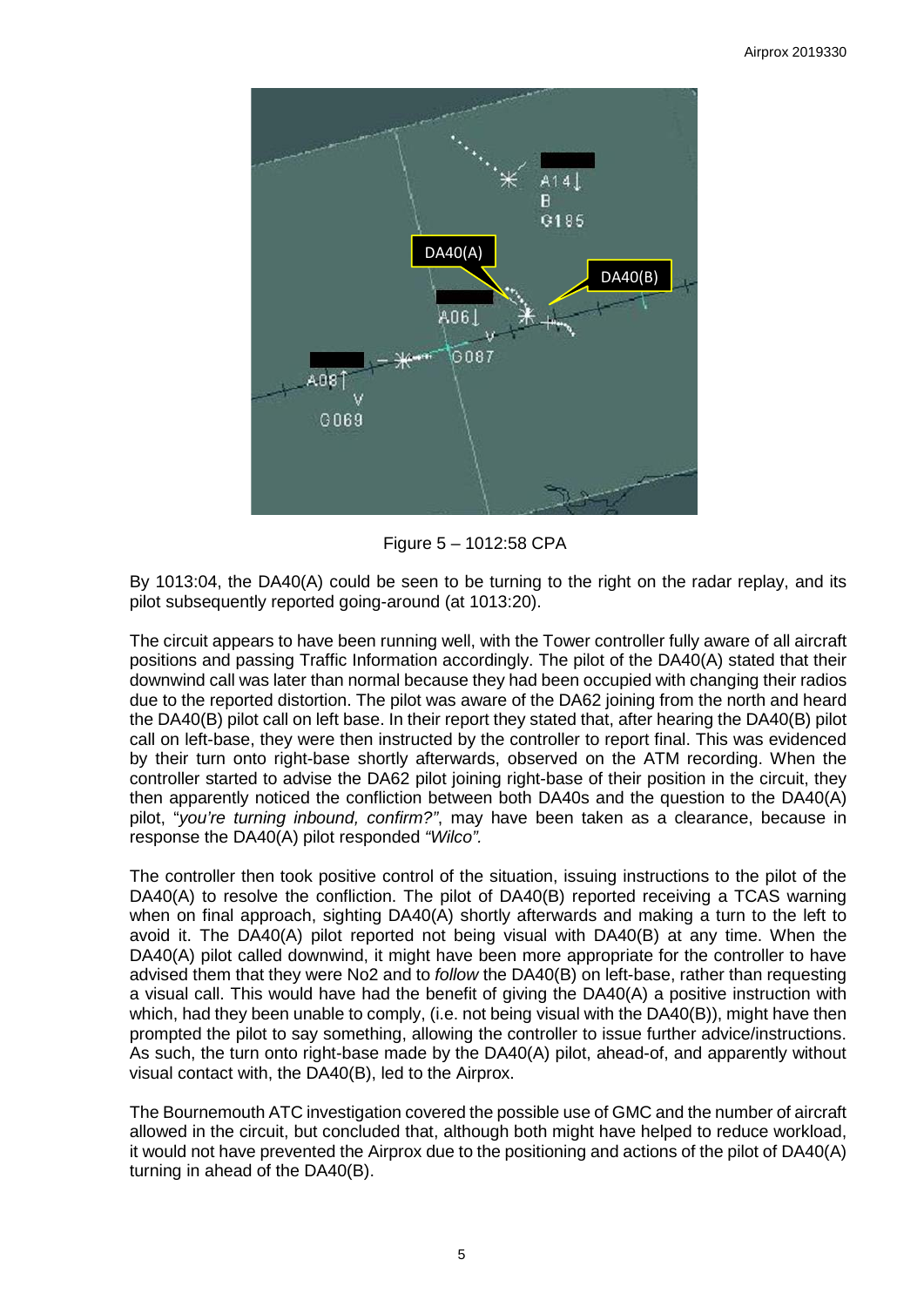Figure 5 – 1012:58 CPA

By 1013:04, the DA40(A) could be seen to be turning to the right on the radar replay, and its pilot subsequently reported going-around (at 1013:20).

The circuit appears to have been running well, with the Tower controller fully aware of all aircraft positions and passing Traffic Information accordingly. The pilot of the DA40(A) stated that their downwind call was later than normal because they had been occupied with changing their radios due to the reported distortion. The pilot was aware of the DA62 joining from the north and heard the DA40(B) pilot call on left base. In their report they stated that, after hearing the DA40(B) pilot call on left-base, they were then instructed by the controller to report final. This was evidenced by their turn onto right-base shortly afterwards, observed on the ATM recording. When the controller started to advise the DA62 pilot joining right-base of their position in the circuit, they then apparently noticed the confliction between both DA40s and the question to the DA40(A) pilot, "*you're turning inbound, confirm?"*, may have been taken as a clearance, because in response the DA40(A) pilot responded *"Wilco".*

The controller then took positive control of the situation, issuing instructions to the pilot of the DA40(A) to resolve the confliction. The pilot of DA40(B) reported receiving a TCAS warning when on final approach, sighting DA40(A) shortly afterwards and making a turn to the left to avoid it. The DA40(A) pilot reported not being visual with DA40(B) at any time. When the DA40(A) pilot called downwind, it might have been more appropriate for the controller to have advised them that they were No2 and to *follow* the DA40(B) on left-base, rather than requesting a visual call. This would have had the benefit of giving the DA40(A) a positive instruction with which, had they been unable to comply, (i.e. not being visual with the DA40(B)), might have then prompted the pilot to say something, allowing the controller to issue further advice/instructions. As such, the turn onto right-base made by the DA40(A) pilot, ahead-of, and apparently without visual contact with, the DA40(B), led to the Airprox.

The Bournemouth ATC investigation covered the possible use of GMC and the number of aircraft allowed in the circuit, but concluded that, although both might have helped to reduce workload, it would not have prevented the Airprox due to the positioning and actions of the pilot of DA40(A) turning in ahead of the DA40(B).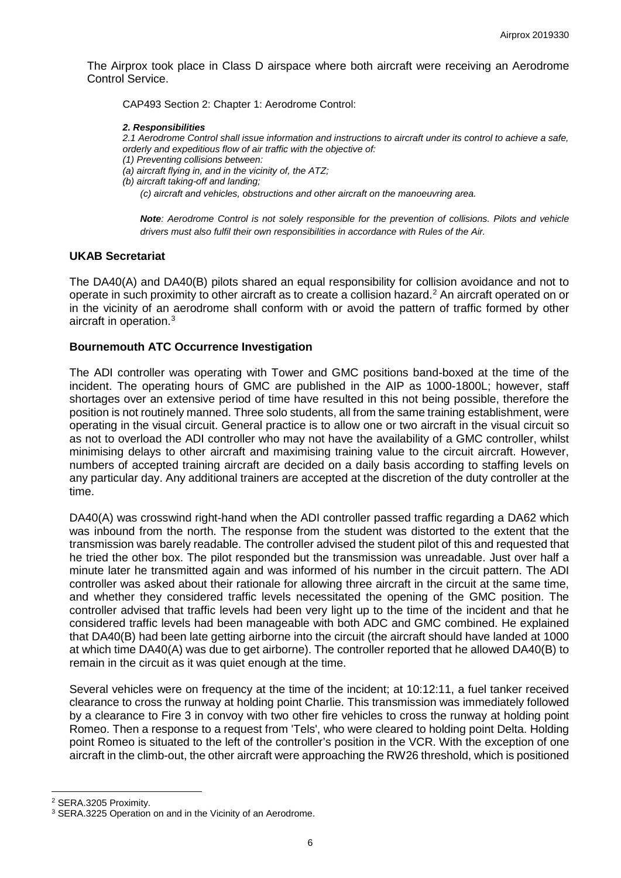The Airprox took place in Class D airspace where both aircraft were receiving an Aerodrome Control Service.

CAP493 Section 2: Chapter 1: Aerodrome Control:

> ***2. Responsibilities***
>
> *2.1 Aerodrome Control shall issue information and instructions to aircraft under its control to achieve a safe, orderly and expeditious flow of air traffic with the objective of:*
>
> *(1) Preventing collisions between:*
>
> *(a) aircraft flying in, and in the vicinity of, the ATZ;*
>
> *(b) aircraft taking-off and landing;*
>
> *(c) aircraft and vehicles, obstructions and other aircraft on the manoeuvring area.*
>
> ***Note**: Aerodrome Control is not solely responsible for the prevention of collisions. Pilots and vehicle drivers must also fulfil their own responsibilities in accordance with Rules of the Air.*

## UKAB Secretariat

The DA40(A) and DA40(B) pilots shared an equal responsibility for collision avoidance and not to operate in such proximity to other aircraft as to create a collision hazard.[2] An aircraft operated on or in the vicinity of an aerodrome shall conform with or avoid the pattern of traffic formed by other aircraft in operation.[3]

## Bournemouth ATC Occurrence Investigation

The ADI controller was operating with Tower and GMC positions band-boxed at the time of the incident. The operating hours of GMC are published in the AIP as 1000-1800L; however, staff shortages over an extensive period of time have resulted in this not being possible, therefore the position is not routinely manned. Three solo students, all from the same training establishment, were operating in the visual circuit. General practice is to allow one or two aircraft in the visual circuit so as not to overload the ADI controller who may not have the availability of a GMC controller, whilst minimising delays to other aircraft and maximising training value to the circuit aircraft. However, numbers of accepted training aircraft are decided on a daily basis according to staffing levels on any particular day. Any additional trainers are accepted at the discretion of the duty controller at the time.

DA40(A) was crosswind right-hand when the ADI controller passed traffic regarding a DA62 which was inbound from the north. The response from the student was distorted to the extent that the transmission was barely readable. The controller advised the student pilot of this and requested that he tried the other box. The pilot responded but the transmission was unreadable. Just over half a minute later he transmitted again and was informed of his number in the circuit pattern. The ADI controller was asked about their rationale for allowing three aircraft in the circuit at the same time, and whether they considered traffic levels necessitated the opening of the GMC position. The controller advised that traffic levels had been very light up to the time of the incident and that he considered traffic levels had been manageable with both ADC and GMC combined. He explained that DA40(B) had been late getting airborne into the circuit (the aircraft should have landed at 1000 at which time DA40(A) was due to get airborne). The controller reported that he allowed DA40(B) to remain in the circuit as it was quiet enough at the time.

Several vehicles were on frequency at the time of the incident; at 10:12:11, a fuel tanker received clearance to cross the runway at holding point Charlie. This transmission was immediately followed by a clearance to Fire 3 in convoy with two other fire vehicles to cross the runway at holding point Romeo. Then a response to a request from 'Tels', who were cleared to holding point Delta. Holding point Romeo is situated to the left of the controller's position in the VCR. With the exception of one aircraft in the climb-out, the other aircraft were approaching the RW26 threshold, which is positioned

[2] SERA.3205 Proximity.

[3] SERA.3225 Operation on and in the Vicinity of an Aerodrome.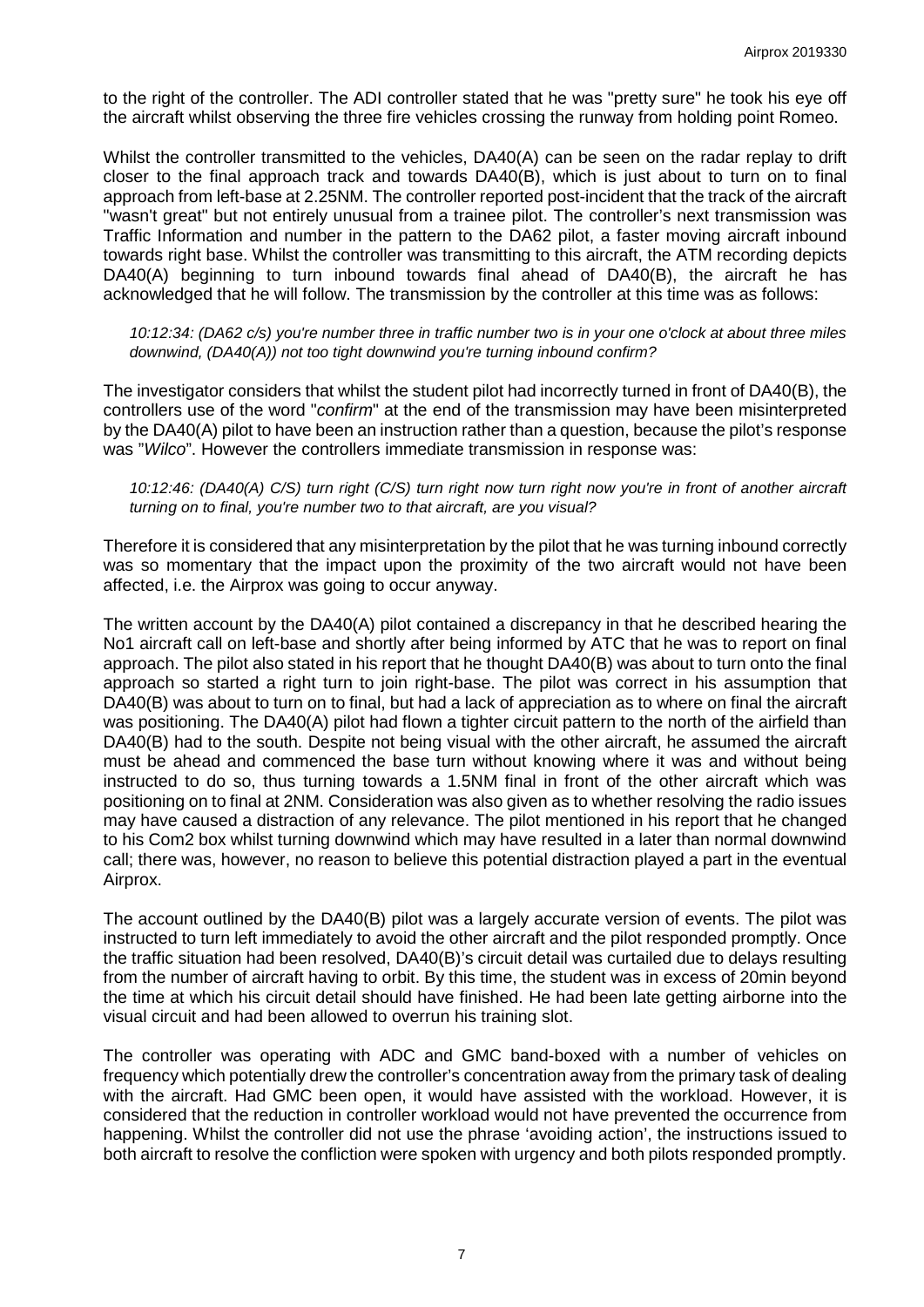to the right of the controller. The ADI controller stated that he was "pretty sure" he took his eye off the aircraft whilst observing the three fire vehicles crossing the runway from holding point Romeo.

Whilst the controller transmitted to the vehicles, DA40(A) can be seen on the radar replay to drift closer to the final approach track and towards DA40(B), which is just about to turn on to final approach from left-base at 2.25NM. The controller reported post-incident that the track of the aircraft "wasn't great" but not entirely unusual from a trainee pilot. The controller's next transmission was Traffic Information and number in the pattern to the DA62 pilot, a faster moving aircraft inbound towards right base. Whilst the controller was transmitting to this aircraft, the ATM recording depicts DA40(A) beginning to turn inbound towards final ahead of DA40(B), the aircraft he has acknowledged that he will follow. The transmission by the controller at this time was as follows:

*10:12:34: (DA62 c/s) you're number three in traffic number two is in your one o'clock at about three miles downwind, (DA40(A)) not too tight downwind you're turning inbound confirm?*

The investigator considers that whilst the student pilot had incorrectly turned in front of DA40(B), the controllers use of the word "*confirm*" at the end of the transmission may have been misinterpreted by the DA40(A) pilot to have been an instruction rather than a question, because the pilot's response was "*Wilco*". However the controllers immediate transmission in response was:

*10:12:46: (DA40(A) C/S) turn right (C/S) turn right now turn right now you're in front of another aircraft turning on to final, you're number two to that aircraft, are you visual?*

Therefore it is considered that any misinterpretation by the pilot that he was turning inbound correctly was so momentary that the impact upon the proximity of the two aircraft would not have been affected, i.e. the Airprox was going to occur anyway.

The written account by the DA40(A) pilot contained a discrepancy in that he described hearing the No1 aircraft call on left-base and shortly after being informed by ATC that he was to report on final approach. The pilot also stated in his report that he thought DA40(B) was about to turn onto the final approach so started a right turn to join right-base. The pilot was correct in his assumption that DA40(B) was about to turn on to final, but had a lack of appreciation as to where on final the aircraft was positioning. The DA40(A) pilot had flown a tighter circuit pattern to the north of the airfield than DA40(B) had to the south. Despite not being visual with the other aircraft, he assumed the aircraft must be ahead and commenced the base turn without knowing where it was and without being instructed to do so, thus turning towards a 1.5NM final in front of the other aircraft which was positioning on to final at 2NM. Consideration was also given as to whether resolving the radio issues may have caused a distraction of any relevance. The pilot mentioned in his report that he changed to his Com2 box whilst turning downwind which may have resulted in a later than normal downwind call; there was, however, no reason to believe this potential distraction played a part in the eventual Airprox.

The account outlined by the DA40(B) pilot was a largely accurate version of events. The pilot was instructed to turn left immediately to avoid the other aircraft and the pilot responded promptly. Once the traffic situation had been resolved, DA40(B)'s circuit detail was curtailed due to delays resulting from the number of aircraft having to orbit. By this time, the student was in excess of 20min beyond the time at which his circuit detail should have finished. He had been late getting airborne into the visual circuit and had been allowed to overrun his training slot.

The controller was operating with ADC and GMC band-boxed with a number of vehicles on frequency which potentially drew the controller's concentration away from the primary task of dealing with the aircraft. Had GMC been open, it would have assisted with the workload. However, it is considered that the reduction in controller workload would not have prevented the occurrence from happening. Whilst the controller did not use the phrase 'avoiding action', the instructions issued to both aircraft to resolve the confliction were spoken with urgency and both pilots responded promptly.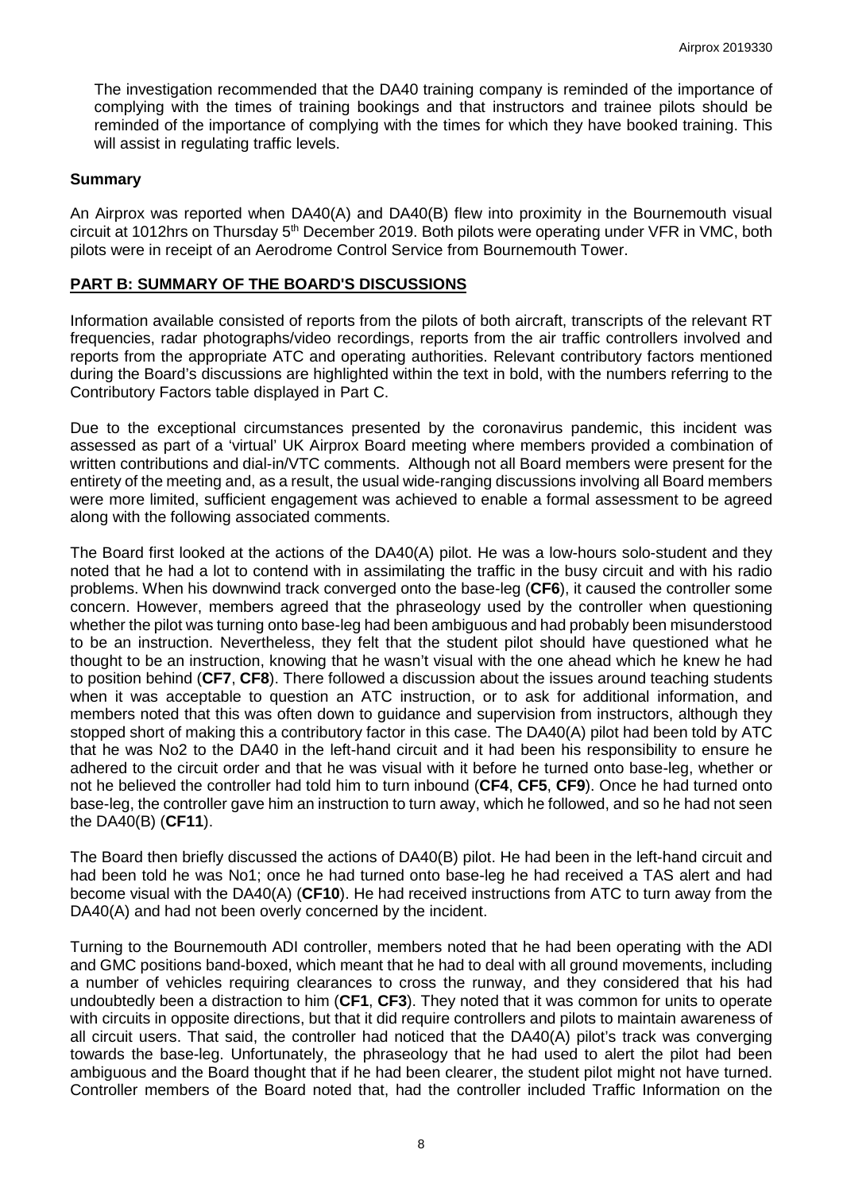The investigation recommended that the DA40 training company is reminded of the importance of complying with the times of training bookings and that instructors and trainee pilots should be reminded of the importance of complying with the times for which they have booked training. This will assist in regulating traffic levels.

## Summary

An Airprox was reported when DA40(A) and DA40(B) flew into proximity in the Bournemouth visual circuit at 1012hrs on Thursday 5th December 2019. Both pilots were operating under VFR in VMC, both pilots were in receipt of an Aerodrome Control Service from Bournemouth Tower.

## PART B: SUMMARY OF THE BOARD'S DISCUSSIONS

Information available consisted of reports from the pilots of both aircraft, transcripts of the relevant RT frequencies, radar photographs/video recordings, reports from the air traffic controllers involved and reports from the appropriate ATC and operating authorities. Relevant contributory factors mentioned during the Board's discussions are highlighted within the text in bold, with the numbers referring to the Contributory Factors table displayed in Part C.

Due to the exceptional circumstances presented by the coronavirus pandemic, this incident was assessed as part of a 'virtual' UK Airprox Board meeting where members provided a combination of written contributions and dial-in/VTC comments. Although not all Board members were present for the entirety of the meeting and, as a result, the usual wide-ranging discussions involving all Board members were more limited, sufficient engagement was achieved to enable a formal assessment to be agreed along with the following associated comments.

The Board first looked at the actions of the DA40(A) pilot. He was a low-hours solo-student and they noted that he had a lot to contend with in assimilating the traffic in the busy circuit and with his radio problems. When his downwind track converged onto the base-leg (**CF6**), it caused the controller some concern. However, members agreed that the phraseology used by the controller when questioning whether the pilot was turning onto base-leg had been ambiguous and had probably been misunderstood to be an instruction. Nevertheless, they felt that the student pilot should have questioned what he thought to be an instruction, knowing that he wasn't visual with the one ahead which he knew he had to position behind (**CF7**, **CF8**). There followed a discussion about the issues around teaching students when it was acceptable to question an ATC instruction, or to ask for additional information, and members noted that this was often down to guidance and supervision from instructors, although they stopped short of making this a contributory factor in this case. The DA40(A) pilot had been told by ATC that he was No2 to the DA40 in the left-hand circuit and it had been his responsibility to ensure he adhered to the circuit order and that he was visual with it before he turned onto base-leg, whether or not he believed the controller had told him to turn inbound (**CF4**, **CF5**, **CF9**). Once he had turned onto base-leg, the controller gave him an instruction to turn away, which he followed, and so he had not seen the DA40(B) (**CF11**).

The Board then briefly discussed the actions of DA40(B) pilot. He had been in the left-hand circuit and had been told he was No1; once he had turned onto base-leg he had received a TAS alert and had become visual with the DA40(A) (**CF10**). He had received instructions from ATC to turn away from the DA40(A) and had not been overly concerned by the incident.

Turning to the Bournemouth ADI controller, members noted that he had been operating with the ADI and GMC positions band-boxed, which meant that he had to deal with all ground movements, including a number of vehicles requiring clearances to cross the runway, and they considered that his had undoubtedly been a distraction to him (**CF1**, **CF3**). They noted that it was common for units to operate with circuits in opposite directions, but that it did require controllers and pilots to maintain awareness of all circuit users. That said, the controller had noticed that the DA40(A) pilot's track was converging towards the base-leg. Unfortunately, the phraseology that he had used to alert the pilot had been ambiguous and the Board thought that if he had been clearer, the student pilot might not have turned. Controller members of the Board noted that, had the controller included Traffic Information on the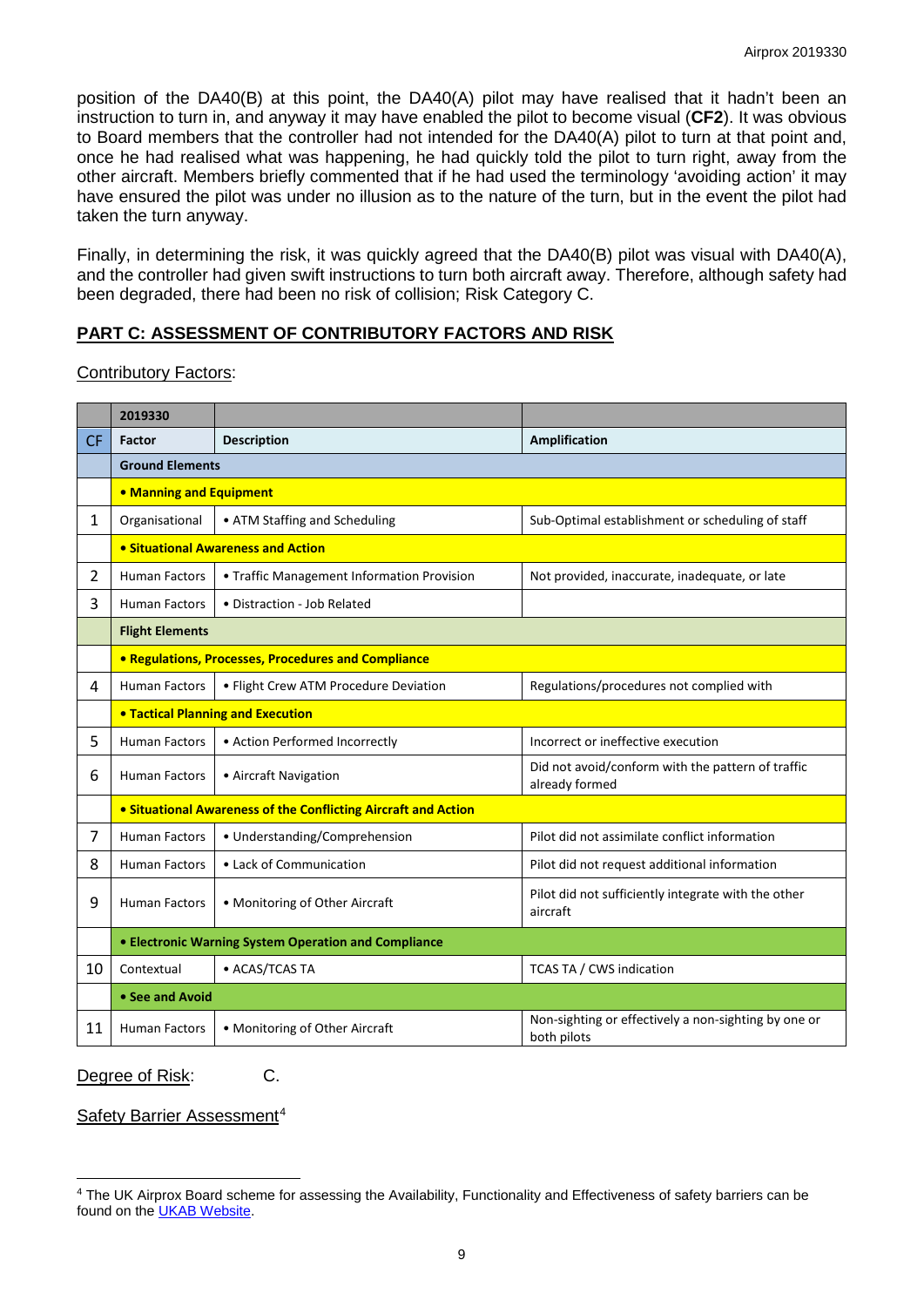position of the DA40(B) at this point, the DA40(A) pilot may have realised that it hadn't been an instruction to turn in, and anyway it may have enabled the pilot to become visual (**CF2**). It was obvious to Board members that the controller had not intended for the DA40(A) pilot to turn at that point and, once he had realised what was happening, he had quickly told the pilot to turn right, away from the other aircraft. Members briefly commented that if he had used the terminology 'avoiding action' it may have ensured the pilot was under no illusion as to the nature of the turn, but in the event the pilot had taken the turn anyway.

Finally, in determining the risk, it was quickly agreed that the DA40(B) pilot was visual with DA40(A), and the controller had given swift instructions to turn both aircraft away. Therefore, although safety had been degraded, there had been no risk of collision; Risk Category C.

## PART C: ASSESSMENT OF CONTRIBUTORY FACTORS AND RISK

Contributory Factors:

| | 2019330 | | |
|---|---|---|---|
| CF | Factor | Description | Amplification |
| | **Ground Elements** | | |
| | **• Manning and Equipment** | | |
| 1 | Organisational | • ATM Staffing and Scheduling | Sub-Optimal establishment or scheduling of staff |
| | **• Situational Awareness and Action** | | |
| 2 | Human Factors | • Traffic Management Information Provision | Not provided, inaccurate, inadequate, or late |
| 3 | Human Factors | • Distraction - Job Related | |
| | **Flight Elements** | | |
| | **• Regulations, Processes, Procedures and Compliance** | | |
| 4 | Human Factors | • Flight Crew ATM Procedure Deviation | Regulations/procedures not complied with |
| | **• Tactical Planning and Execution** | | |
| 5 | Human Factors | • Action Performed Incorrectly | Incorrect or ineffective execution |
| 6 | Human Factors | • Aircraft Navigation | Did not avoid/conform with the pattern of traffic already formed |
| | **• Situational Awareness of the Conflicting Aircraft and Action** | | |
| 7 | Human Factors | • Understanding/Comprehension | Pilot did not assimilate conflict information |
| 8 | Human Factors | • Lack of Communication | Pilot did not request additional information |
| 9 | Human Factors | • Monitoring of Other Aircraft | Pilot did not sufficiently integrate with the other aircraft |
| | **• Electronic Warning System Operation and Compliance** | | |
| 10 | Contextual | • ACAS/TCAS TA | TCAS TA / CWS indication |
| | **• See and Avoid** | | |
| 11 | Human Factors | • Monitoring of Other Aircraft | Non-sighting or effectively a non-sighting by one or both pilots |

Degree of Risk: C.

Safety Barrier Assessment[4]

[4] The UK Airprox Board scheme for assessing the Availability, Functionality and Effectiveness of safety barriers can be found on the UKAB Website.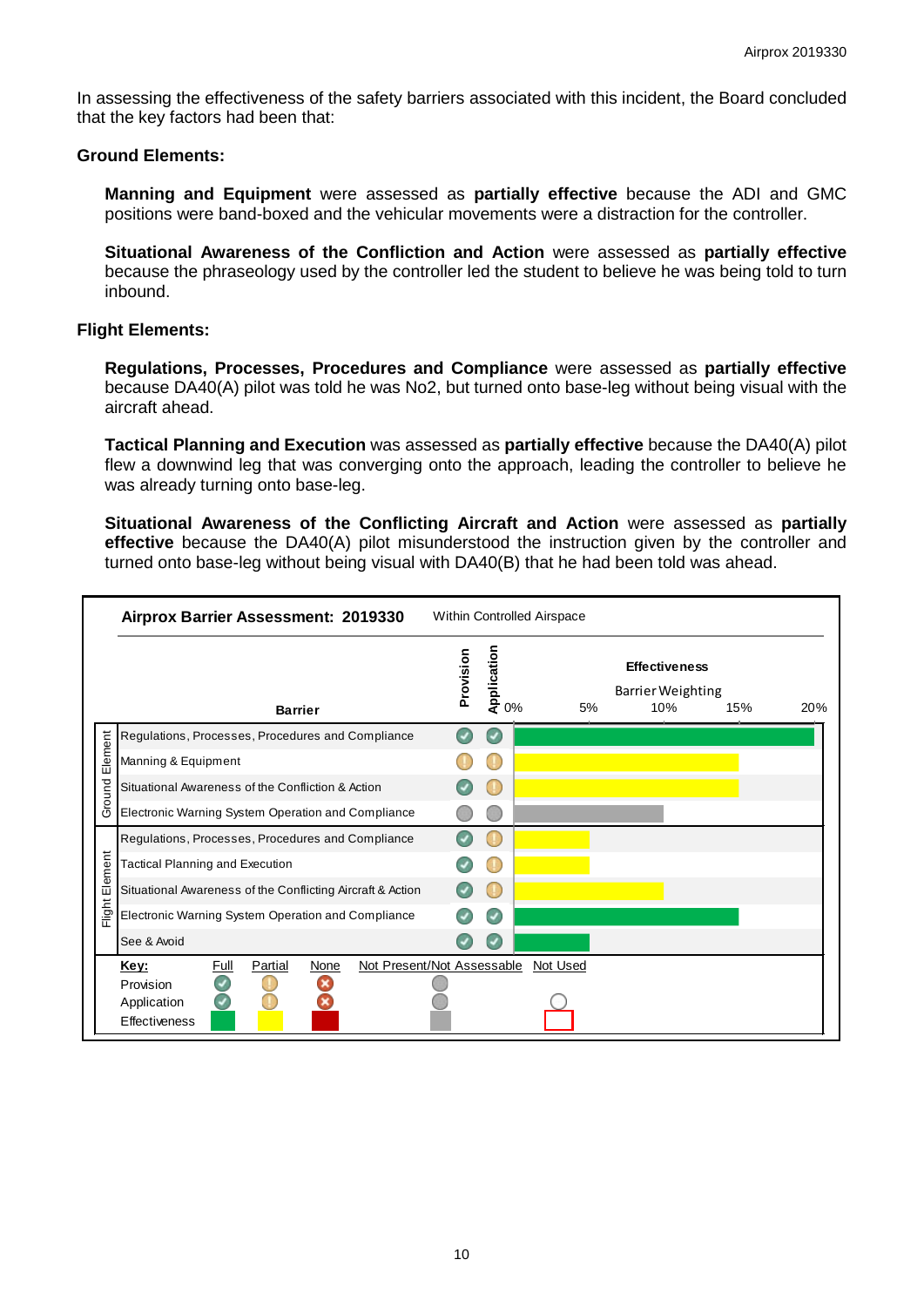In assessing the effectiveness of the safety barriers associated with this incident, the Board concluded that the key factors had been that:

**Ground Elements:**

**Manning and Equipment** were assessed as **partially effective** because the ADI and GMC positions were band-boxed and the vehicular movements were a distraction for the controller.

**Situational Awareness of the Confliction and Action** were assessed as **partially effective** because the phraseology used by the controller led the student to believe he was being told to turn inbound.

**Flight Elements:**

**Regulations, Processes, Procedures and Compliance** were assessed as **partially effective** because DA40(A) pilot was told he was No2, but turned onto base-leg without being visual with the aircraft ahead.

**Tactical Planning and Execution** was assessed as **partially effective** because the DA40(A) pilot flew a downwind leg that was converging onto the approach, leading the controller to believe he was already turning onto base-leg.

**Situational Awareness of the Conflicting Aircraft and Action** were assessed as **partially effective** because the DA40(A) pilot misunderstood the instruction given by the controller and turned onto base-leg without being visual with DA40(B) that he had been told was ahead.

**Airprox Barrier Assessment: 2019330** Within Controlled Airspace

Barrier
Provision
Application
Effectiveness
Barrier Weighting
0%
5%
10%
15%
20%

Ground Element
Regulations, Processes, Procedures and Compliance
Manning & Equipment
Situational Awareness of the Confliction & Action
Electronic Warning System Operation and Compliance

Flight Element
Regulations, Processes, Procedures and Compliance
Tactical Planning and Execution
Situational Awareness of the Conflicting Aircraft & Action
Electronic Warning System Operation and Compliance
See & Avoid

Key: Full Partial None Not Present/Not Assessable Not Used
Provision
Application
Effectiveness